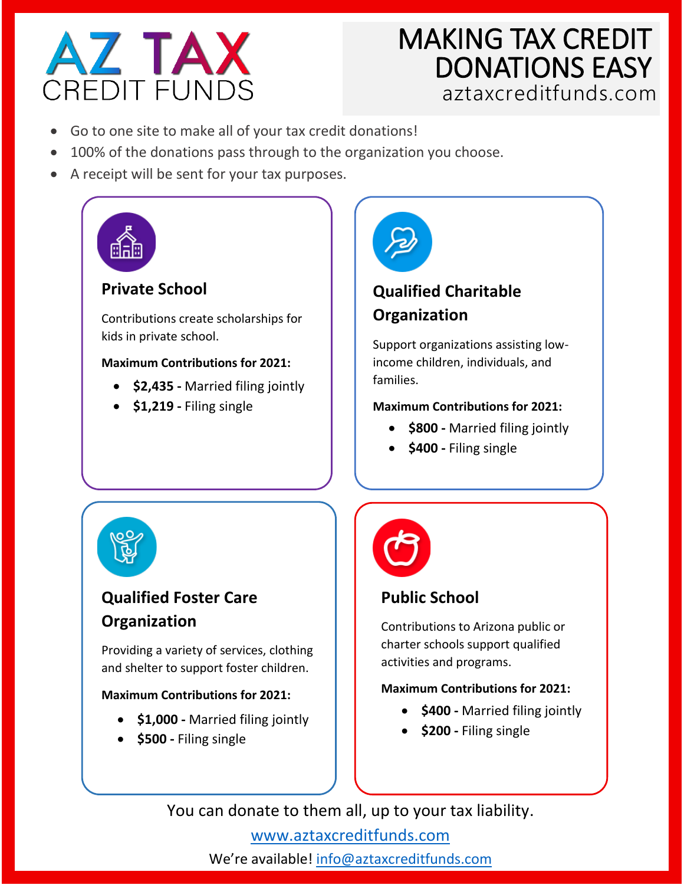# AZ TAX CREDIT FUNDS

## MAKING TAX CREDIT DONATIONS EASY

aztaxcreditfunds.com

- Go to one site to make all of your tax credit donations!
- 100% of the donations pass through to the organization you choose.
- A receipt will be sent for your tax purposes.

### Private School

Contributions create scholarships for kids in private school.

**Maximum Contributions for 2021:**

- **$2,435 -** Married filing jointly
- **$1,219 -** Filing single

### Qualified Charitable Organization

Support organizations assisting low-income children, individuals, and families.

**Maximum Contributions for 2021:**

- **$800 -** Married filing jointly
- **$400 -** Filing single

### Qualified Foster Care Organization

Providing a variety of services, clothing and shelter to support foster children.

**Maximum Contributions for 2021:**

- **$1,000 -** Married filing jointly
- **$500 -** Filing single

### Public School

Contributions to Arizona public or charter schools support qualified activities and programs.

**Maximum Contributions for 2021:**

- **$400 -** Married filing jointly
- **$200 -** Filing single

You can donate to them all, up to your tax liability.

[www.aztaxcreditfunds.com](http://www.aztaxcreditfunds.com)

We're available! [info@aztaxcreditfunds.com](mailto:info@aztaxcreditfunds.com)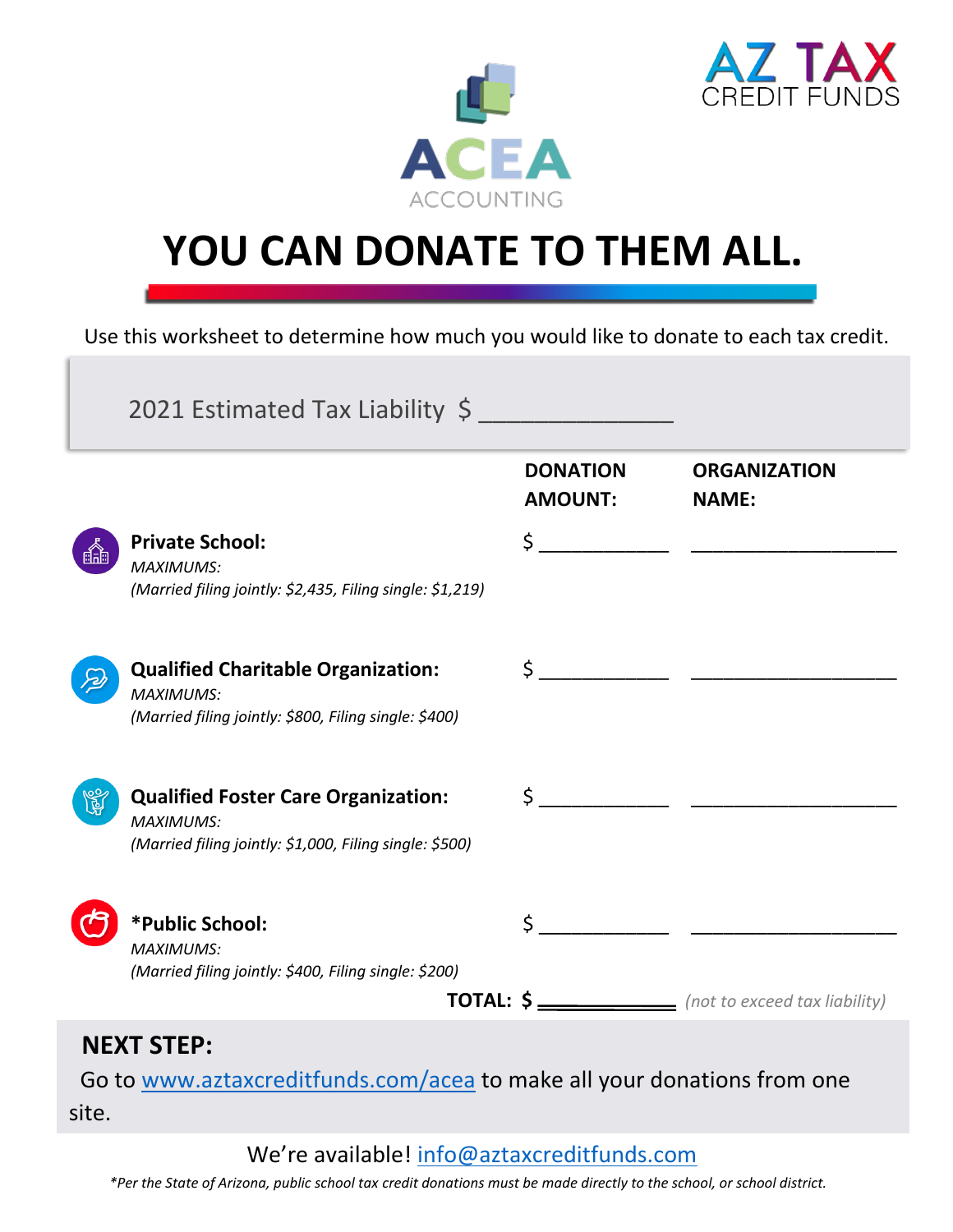ACEA
ACCOUNTING

AZ TAX
CREDIT FUNDS

# YOU CAN DONATE TO THEM ALL.

Use this worksheet to determine how much you would like to donate to each tax credit.

2021 Estimated Tax Liability $ _______________

| | DONATION AMOUNT: | ORGANIZATION NAME: |
|---|---|---|
| **Private School:**<br>*MAXIMUMS:*<br>*(Married filing jointly: $2,435, Filing single: $1,219)* | $ ____________ | ____________________ |
| **Qualified Charitable Organization:**<br>*MAXIMUMS:*<br>*(Married filing jointly: $800, Filing single: $400)* | $ ____________ | ____________________ |
| **Qualified Foster Care Organization:**<br>*MAXIMUMS:*<br>*(Married filing jointly: $1,000, Filing single: $500)* | $ ____________ | ____________________ |
| ***Public School:**<br>*MAXIMUMS:*<br>*(Married filing jointly: $400, Filing single: $200)* | $ ____________ | ____________________ |
| **TOTAL:** | **$** ____________ | *(not to exceed tax liability)* |

## NEXT STEP:

Go to www.aztaxcreditfunds.com/acea to make all your donations from one site.

We're available! info@aztaxcreditfunds.com

*Per the State of Arizona, public school tax credit donations must be made directly to the school, or school district.*